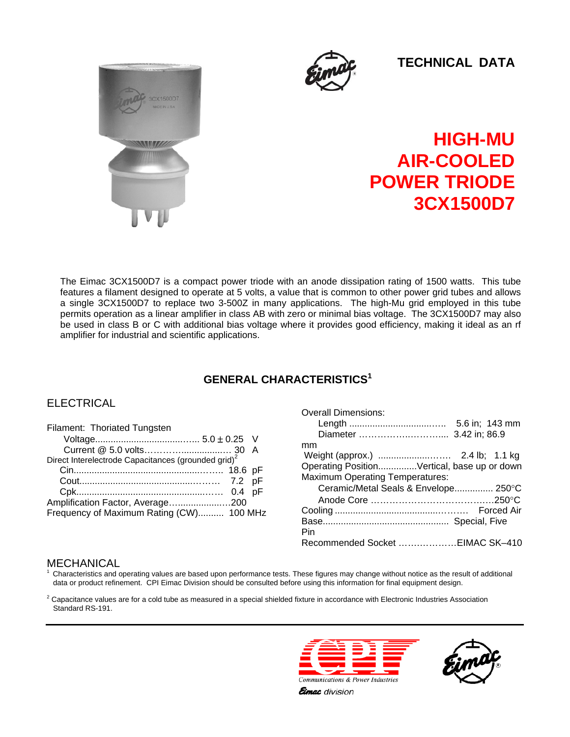TECHNICAL DATA

# HIGH-MU AIR-COOLED POWER TRIODE 3CX1500D7

The Eimac 3CX1500D7 is a compact power triode with an anode dissipation rating of 1500 watts. This tube features a filament designed to operate at 5 volts, a value that is common to other power grid tubes and allows a single 3CX1500D7 to replace two 3-500Z in many applications. The high-Mu grid employed in this tube permits operation as a linear amplifier in class AB with zero or minimal bias voltage. The 3CX1500D7 may also be used in class B or C with additional bias voltage where it provides good efficiency, making it ideal as an rf amplifier for industrial and scientific applications.

## GENERAL CHARACTERISTICS[1]

### ELECTRICAL

Filament: Thoriated Tungsten

- Voltage....................................... 5.0 ± 0.25 V
- Current @ 5.0 volts.............................. 30 A

Direct Interelectrode Capacitances (grounded grid)[2]

- Cin.............................................. 18.6 pF
- Cout............................................. 7.2 pF
- Cpk.............................................. 0.4 pF

Amplification Factor, Average.........................200

Frequency of Maximum Rating (CW).......... 100 MHz

### MECHANICAL

Overall Dimensions:

- Length .................................... 5.6 in; 143 mm
- Diameter .............................. 3.42 in; 86.9 mm

Weight (approx.) .............................. 2.4 lb; 1.1 kg

Operating Position...............Vertical, base up or down

Maximum Operating Temperatures:

- Ceramic/Metal Seals & Envelope............... 250°C
- Anode Core ...........................................250°C

Cooling ............................................... Forced Air

Base................................................. Special, Five Pin

Recommended Socket ..................EIMAC SK–410

[1] Characteristics and operating values are based upon performance tests. These figures may change without notice as the result of additional data or product refinement. CPI Eimac Division should be consulted before using this information for final equipment design.

[2] Capacitance values are for a cold tube as measured in a special shielded fixture in accordance with Electronic Industries Association Standard RS-191.

Communications & Power Industries

Eimac division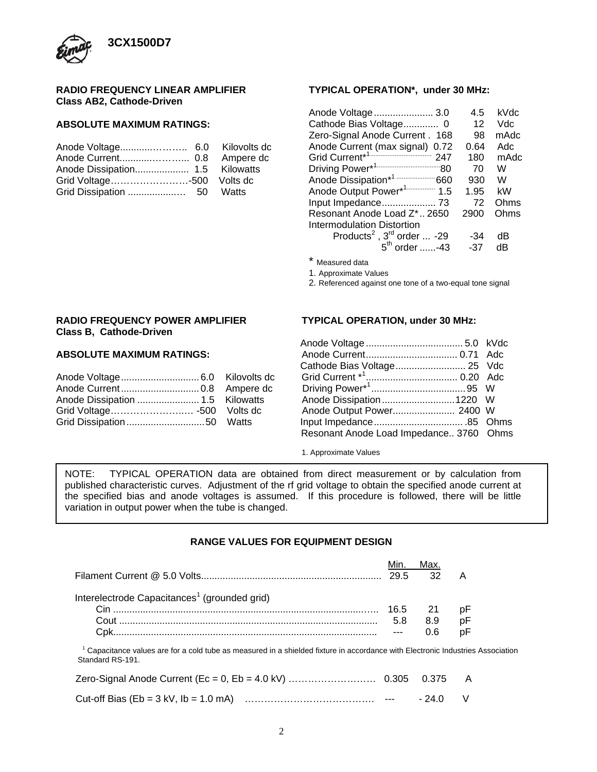## RADIO FREQUENCY LINEAR AMPLIFIER
**Class AB2, Cathode-Driven**

### ABSOLUTE MAXIMUM RATINGS:

| Parameter | Value | Unit |
|---|---|---|
| Anode Voltage | 6.0 | Kilovolts dc |
| Anode Current | 0.8 | Ampere dc |
| Anode Dissipation | 1.5 | Kilowatts |
| Grid Voltage | -500 | Volts dc |
| Grid Dissipation | 50 | Watts |

### TYPICAL OPERATION*, under 30 MHz:

| Parameter | | | Unit |
|---|---|---|---|
| Anode Voltage | 3.0 | 4.5 | kVdc |
| Cathode Bias Voltage | 0 | 12 | Vdc |
| Zero-Signal Anode Current | 168 | 98 | mAdc |
| Anode Current (max signal) | 0.72 | 0.64 | Adc |
| Grid Current*[1] | 247 | 180 | mAdc |
| Driving Power*[1] | 80 | 70 | W |
| Anode Dissipation*[1] | 660 | 930 | W |
| Anode Output Power*[1] | 1.5 | 1.95 | kW |
| Input Impedance | 73 | 72 | Ohms |
| Resonant Anode Load Z* | 2650 | 2900 | Ohms |
| Intermodulation Distortion Products[2], 3rd order | -29 | -34 | dB |
| 5th order | -43 | -37 | dB |

\* Measured data

1. Approximate Values

2. Referenced against one tone of a two-equal tone signal

## RADIO FREQUENCY POWER AMPLIFIER
**Class B, Cathode-Driven**

### ABSOLUTE MAXIMUM RATINGS:

| Parameter | Value | Unit |
|---|---|---|
| Anode Voltage | 6.0 | Kilovolts dc |
| Anode Current | 0.8 | Ampere dc |
| Anode Dissipation | 1.5 | Kilowatts |
| Grid Voltage | -500 | Volts dc |
| Grid Dissipation | 50 | Watts |

### TYPICAL OPERATION, under 30 MHz:

| Parameter | Value | Unit |
|---|---|---|
| Anode Voltage | 5.0 | kVdc |
| Anode Current | 0.71 | Adc |
| Cathode Bias Voltage | 25 | Vdc |
| Grid Current *[1] | 0.20 | Adc |
| Driving Power*[1] | 95 | W |
| Anode Dissipation | 1220 | W |
| Anode Output Power | 2400 | W |
| Input Impedance | .85 | Ohms |
| Resonant Anode Load Impedance | 3760 | Ohms |

1. Approximate Values

NOTE: TYPICAL OPERATION data are obtained from direct measurement or by calculation from published characteristic curves. Adjustment of the rf grid voltage to obtain the specified anode current at the specified bias and anode voltages is assumed. If this procedure is followed, there will be little variation in output power when the tube is changed.

## RANGE VALUES FOR EQUIPMENT DESIGN

| | Min. | Max. | |
|---|---|---|---|
| Filament Current @ 5.0 Volts | 29.5 | 32 | A |
| Interelectrode Capacitances[1] (grounded grid) | | | |
| Cin | 16.5 | 21 | pF |
| Cout | 5.8 | 8.9 | pF |
| Cpk | --- | 0.6 | pF |

[1] Capacitance values are for a cold tube as measured in a shielded fixture in accordance with Electronic Industries Association Standard RS-191.

| | Min. | Max. | |
|---|---|---|---|
| Zero-Signal Anode Current (Ec = 0, Eb = 4.0 kV) | 0.305 | 0.375 | A |
| Cut-off Bias (Eb = 3 kV, Ib = 1.0 mA) | --- | - 24.0 | V |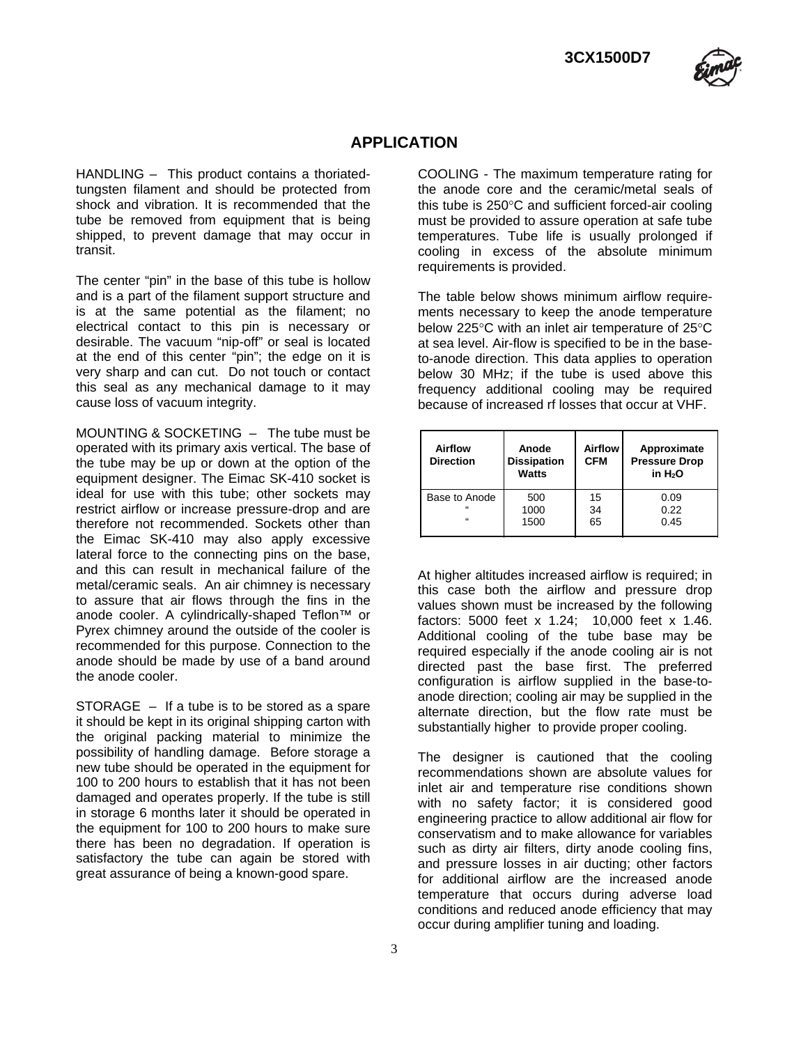## APPLICATION

HANDLING – This product contains a thoriated-tungsten filament and should be protected from shock and vibration. It is recommended that the tube be removed from equipment that is being shipped, to prevent damage that may occur in transit.

The center "pin" in the base of this tube is hollow and is a part of the filament support structure and is at the same potential as the filament; no electrical contact to this pin is necessary or desirable. The vacuum "nip-off" or seal is located at the end of this center "pin"; the edge on it is very sharp and can cut. Do not touch or contact this seal as any mechanical damage to it may cause loss of vacuum integrity.

MOUNTING & SOCKETING – The tube must be operated with its primary axis vertical. The base of the tube may be up or down at the option of the equipment designer. The Eimac SK-410 socket is ideal for use with this tube; other sockets may restrict airflow or increase pressure-drop and are therefore not recommended. Sockets other than the Eimac SK-410 may also apply excessive lateral force to the connecting pins on the base, and this can result in mechanical failure of the metal/ceramic seals. An air chimney is necessary to assure that air flows through the fins in the anode cooler. A cylindrically-shaped Teflon™ or Pyrex chimney around the outside of the cooler is recommended for this purpose. Connection to the anode should be made by use of a band around the anode cooler.

STORAGE – If a tube is to be stored as a spare it should be kept in its original shipping carton with the original packing material to minimize the possibility of handling damage. Before storage a new tube should be operated in the equipment for 100 to 200 hours to establish that it has not been damaged and operates properly. If the tube is still in storage 6 months later it should be operated in the equipment for 100 to 200 hours to make sure there has been no degradation. If operation is satisfactory the tube can again be stored with great assurance of being a known-good spare.

COOLING - The maximum temperature rating for the anode core and the ceramic/metal seals of this tube is 250°C and sufficient forced-air cooling must be provided to assure operation at safe tube temperatures. Tube life is usually prolonged if cooling in excess of the absolute minimum requirements is provided.

The table below shows minimum airflow requirements necessary to keep the anode temperature below 225°C with an inlet air temperature of 25°C at sea level. Air-flow is specified to be in the base-to-anode direction. This data applies to operation below 30 MHz; if the tube is used above this frequency additional cooling may be required because of increased rf losses that occur at VHF.

| Airflow Direction | Anode Dissipation Watts | Airflow CFM | Approximate Pressure Drop in $H_2O$ |
|---|---|---|---|
| Base to Anode | 500 | 15 | 0.09 |
| " | 1000 | 34 | 0.22 |
| " | 1500 | 65 | 0.45 |

At higher altitudes increased airflow is required; in this case both the airflow and pressure drop values shown must be increased by the following factors: 5000 feet x 1.24; 10,000 feet x 1.46. Additional cooling of the tube base may be required especially if the anode cooling air is not directed past the base first. The preferred configuration is airflow supplied in the base-to-anode direction; cooling air may be supplied in the alternate direction, but the flow rate must be substantially higher to provide proper cooling.

The designer is cautioned that the cooling recommendations shown are absolute values for inlet air and temperature rise conditions shown with no safety factor; it is considered good engineering practice to allow additional air flow for conservatism and to make allowance for variables such as dirty air filters, dirty anode cooling fins, and pressure losses in air ducting; other factors for additional airflow are the increased anode temperature that occurs during adverse load conditions and reduced anode efficiency that may occur during amplifier tuning and loading.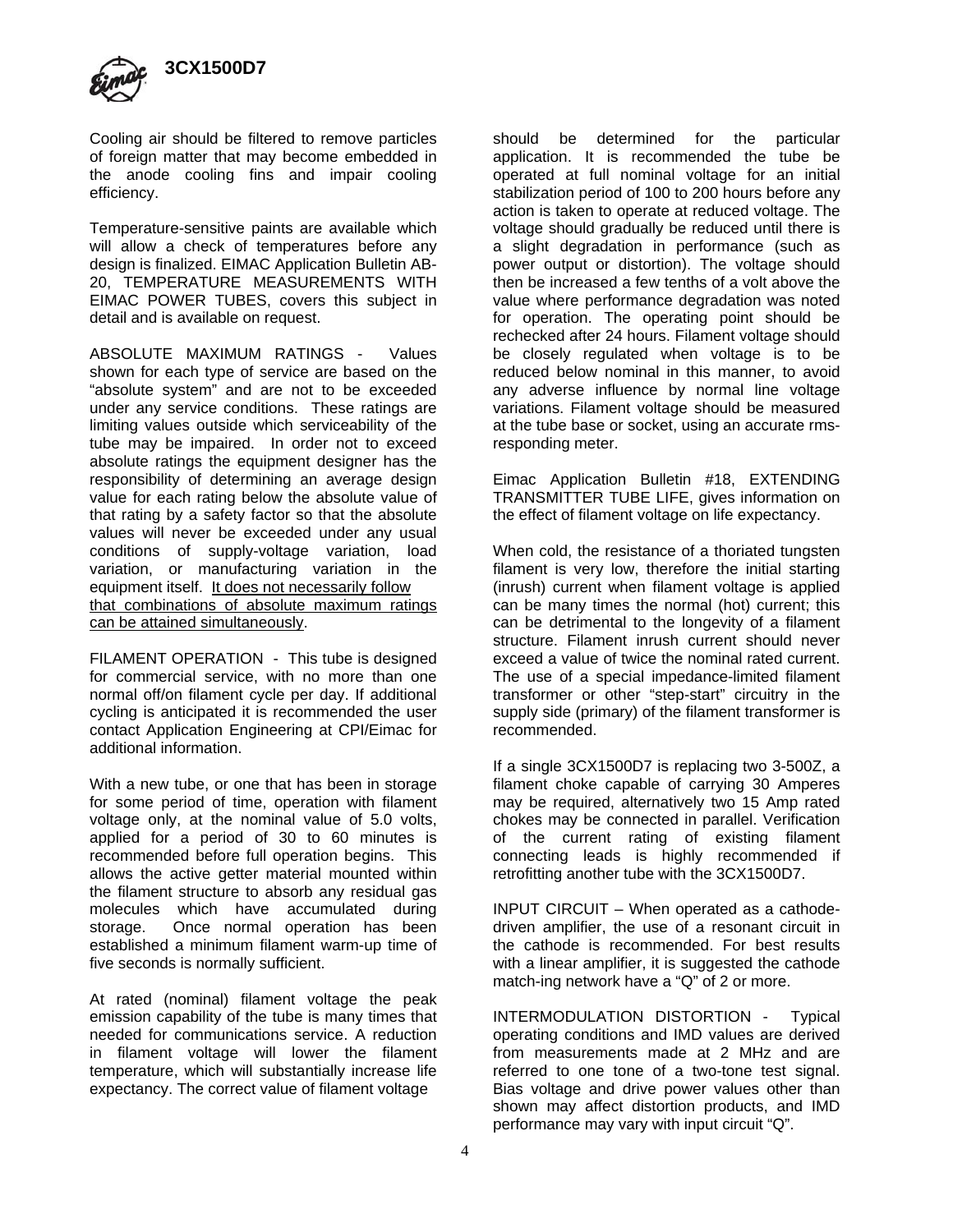Cooling air should be filtered to remove particles of foreign matter that may become embedded in the anode cooling fins and impair cooling efficiency.

Temperature-sensitive paints are available which will allow a check of temperatures before any design is finalized. EIMAC Application Bulletin AB-20, TEMPERATURE MEASUREMENTS WITH EIMAC POWER TUBES, covers this subject in detail and is available on request.

ABSOLUTE MAXIMUM RATINGS - Values shown for each type of service are based on the "absolute system" and are not to be exceeded under any service conditions. These ratings are limiting values outside which serviceability of the tube may be impaired. In order not to exceed absolute ratings the equipment designer has the responsibility of determining an average design value for each rating below the absolute value of that rating by a safety factor so that the absolute values will never be exceeded under any usual conditions of supply-voltage variation, load variation, or manufacturing variation in the equipment itself. <u>It does not necessarily follow that combinations of absolute maximum ratings can be attained simultaneously</u>.

FILAMENT OPERATION - This tube is designed for commercial service, with no more than one normal off/on filament cycle per day. If additional cycling is anticipated it is recommended the user contact Application Engineering at CPI/Eimac for additional information.

With a new tube, or one that has been in storage for some period of time, operation with filament voltage only, at the nominal value of 5.0 volts, applied for a period of 30 to 60 minutes is recommended before full operation begins. This allows the active getter material mounted within the filament structure to absorb any residual gas molecules which have accumulated during storage. Once normal operation has been established a minimum filament warm-up time of five seconds is normally sufficient.

At rated (nominal) filament voltage the peak emission capability of the tube is many times that needed for communications service. A reduction in filament voltage will lower the filament temperature, which will substantially increase life expectancy. The correct value of filament voltage should be determined for the particular application. It is recommended the tube be operated at full nominal voltage for an initial stabilization period of 100 to 200 hours before any action is taken to operate at reduced voltage. The voltage should gradually be reduced until there is a slight degradation in performance (such as power output or distortion). The voltage should then be increased a few tenths of a volt above the value where performance degradation was noted for operation. The operating point should be rechecked after 24 hours. Filament voltage should be closely regulated when voltage is to be reduced below nominal in this manner, to avoid any adverse influence by normal line voltage variations. Filament voltage should be measured at the tube base or socket, using an accurate rms-responding meter.

Eimac Application Bulletin #18, EXTENDING TRANSMITTER TUBE LIFE, gives information on the effect of filament voltage on life expectancy.

When cold, the resistance of a thoriated tungsten filament is very low, therefore the initial starting (inrush) current when filament voltage is applied can be many times the normal (hot) current; this can be detrimental to the longevity of a filament structure. Filament inrush current should never exceed a value of twice the nominal rated current. The use of a special impedance-limited filament transformer or other "step-start" circuitry in the supply side (primary) of the filament transformer is recommended.

If a single 3CX1500D7 is replacing two 3-500Z, a filament choke capable of carrying 30 Amperes may be required, alternatively two 15 Amp rated chokes may be connected in parallel. Verification of the current rating of existing filament connecting leads is highly recommended if retrofitting another tube with the 3CX1500D7.

INPUT CIRCUIT – When operated as a cathode-driven amplifier, the use of a resonant circuit in the cathode is recommended. For best results with a linear amplifier, it is suggested the cathode match-ing network have a "Q" of 2 or more.

INTERMODULATION DISTORTION - Typical operating conditions and IMD values are derived from measurements made at 2 MHz and are referred to one tone of a two-tone test signal. Bias voltage and drive power values other than shown may affect distortion products, and IMD performance may vary with input circuit "Q".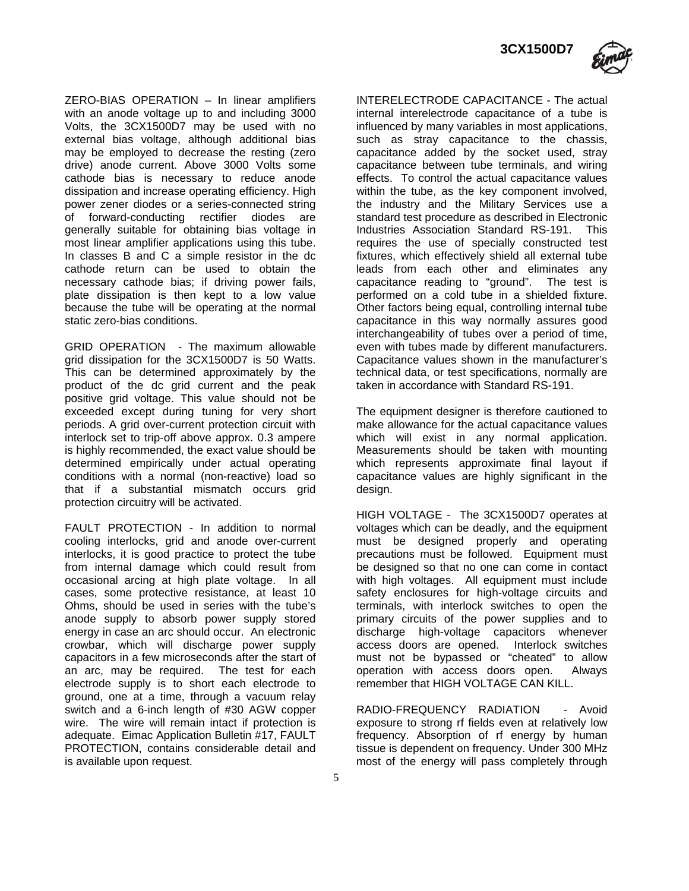ZERO-BIAS OPERATION – In linear amplifiers with an anode voltage up to and including 3000 Volts, the 3CX1500D7 may be used with no external bias voltage, although additional bias may be employed to decrease the resting (zero drive) anode current. Above 3000 Volts some cathode bias is necessary to reduce anode dissipation and increase operating efficiency. High power zener diodes or a series-connected string of forward-conducting rectifier diodes are generally suitable for obtaining bias voltage in most linear amplifier applications using this tube. In classes B and C a simple resistor in the dc cathode return can be used to obtain the necessary cathode bias; if driving power fails, plate dissipation is then kept to a low value because the tube will be operating at the normal static zero-bias conditions.

GRID OPERATION - The maximum allowable grid dissipation for the 3CX1500D7 is 50 Watts. This can be determined approximately by the product of the dc grid current and the peak positive grid voltage. This value should not be exceeded except during tuning for very short periods. A grid over-current protection circuit with interlock set to trip-off above approx. 0.3 ampere is highly recommended, the exact value should be determined empirically under actual operating conditions with a normal (non-reactive) load so that if a substantial mismatch occurs grid protection circuitry will be activated.

FAULT PROTECTION - In addition to normal cooling interlocks, grid and anode over-current interlocks, it is good practice to protect the tube from internal damage which could result from occasional arcing at high plate voltage. In all cases, some protective resistance, at least 10 Ohms, should be used in series with the tube's anode supply to absorb power supply stored energy in case an arc should occur. An electronic crowbar, which will discharge power supply capacitors in a few microseconds after the start of an arc, may be required. The test for each electrode supply is to short each electrode to ground, one at a time, through a vacuum relay switch and a 6-inch length of #30 AGW copper wire. The wire will remain intact if protection is adequate. Eimac Application Bulletin #17, FAULT PROTECTION, contains considerable detail and is available upon request.

INTERELECTRODE CAPACITANCE - The actual internal interelectrode capacitance of a tube is influenced by many variables in most applications, such as stray capacitance to the chassis, capacitance added by the socket used, stray capacitance between tube terminals, and wiring effects. To control the actual capacitance values within the tube, as the key component involved, the industry and the Military Services use a standard test procedure as described in Electronic Industries Association Standard RS-191. This requires the use of specially constructed test fixtures, which effectively shield all external tube leads from each other and eliminates any capacitance reading to "ground". The test is performed on a cold tube in a shielded fixture. Other factors being equal, controlling internal tube capacitance in this way normally assures good interchangeability of tubes over a period of time, even with tubes made by different manufacturers. Capacitance values shown in the manufacturer's technical data, or test specifications, normally are taken in accordance with Standard RS-191.

The equipment designer is therefore cautioned to make allowance for the actual capacitance values which will exist in any normal application. Measurements should be taken with mounting which represents approximate final layout if capacitance values are highly significant in the design.

HIGH VOLTAGE - The 3CX1500D7 operates at voltages which can be deadly, and the equipment must be designed properly and operating precautions must be followed. Equipment must be designed so that no one can come in contact with high voltages. All equipment must include safety enclosures for high-voltage circuits and terminals, with interlock switches to open the primary circuits of the power supplies and to discharge high-voltage capacitors whenever access doors are opened. Interlock switches must not be bypassed or "cheated" to allow operation with access doors open. Always remember that HIGH VOLTAGE CAN KILL.

RADIO-FREQUENCY RADIATION - Avoid exposure to strong rf fields even at relatively low frequency. Absorption of rf energy by human tissue is dependent on frequency. Under 300 MHz most of the energy will pass completely through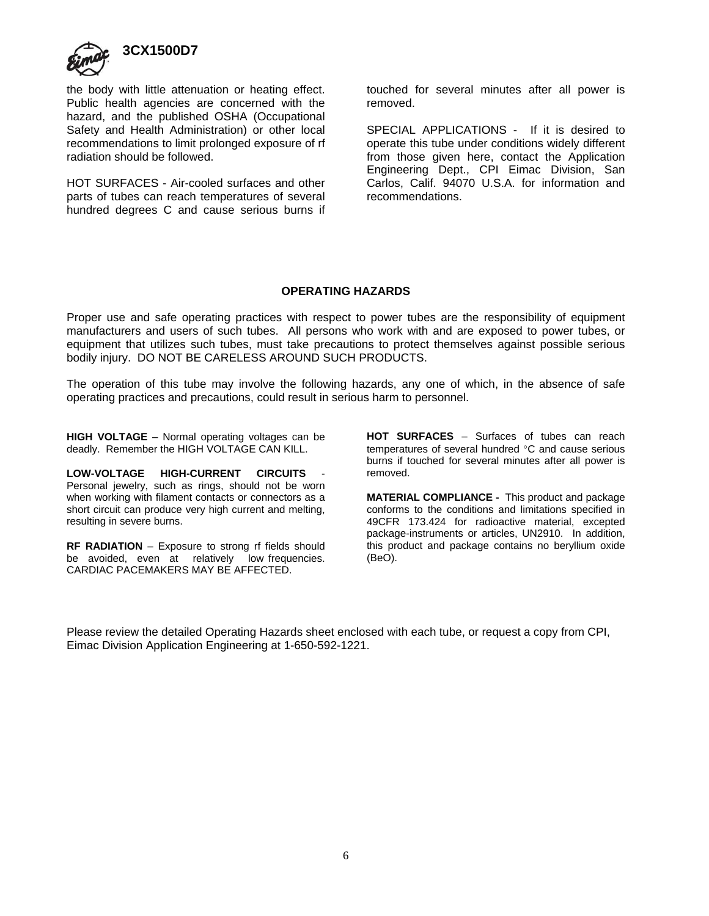the body with little attenuation or heating effect. Public health agencies are concerned with the hazard, and the published OSHA (Occupational Safety and Health Administration) or other local recommendations to limit prolonged exposure of rf radiation should be followed.

HOT SURFACES - Air-cooled surfaces and other parts of tubes can reach temperatures of several hundred degrees C and cause serious burns if touched for several minutes after all power is removed.

SPECIAL APPLICATIONS - If it is desired to operate this tube under conditions widely different from those given here, contact the Application Engineering Dept., CPI Eimac Division, San Carlos, Calif. 94070 U.S.A. for information and recommendations.

## OPERATING HAZARDS

Proper use and safe operating practices with respect to power tubes are the responsibility of equipment manufacturers and users of such tubes. All persons who work with and are exposed to power tubes, or equipment that utilizes such tubes, must take precautions to protect themselves against possible serious bodily injury. DO NOT BE CARELESS AROUND SUCH PRODUCTS.

The operation of this tube may involve the following hazards, any one of which, in the absence of safe operating practices and precautions, could result in serious harm to personnel.

**HIGH VOLTAGE** – Normal operating voltages can be deadly. Remember the HIGH VOLTAGE CAN KILL.

**LOW-VOLTAGE HIGH-CURRENT CIRCUITS** - Personal jewelry, such as rings, should not be worn when working with filament contacts or connectors as a short circuit can produce very high current and melting, resulting in severe burns.

**RF RADIATION** – Exposure to strong rf fields should be avoided, even at relatively low frequencies. CARDIAC PACEMAKERS MAY BE AFFECTED.

**HOT SURFACES** – Surfaces of tubes can reach temperatures of several hundred °C and cause serious burns if touched for several minutes after all power is removed.

**MATERIAL COMPLIANCE -** This product and package conforms to the conditions and limitations specified in 49CFR 173.424 for radioactive material, excepted package-instruments or articles, UN2910. In addition, this product and package contains no beryllium oxide (BeO).

Please review the detailed Operating Hazards sheet enclosed with each tube, or request a copy from CPI, Eimac Division Application Engineering at 1-650-592-1221.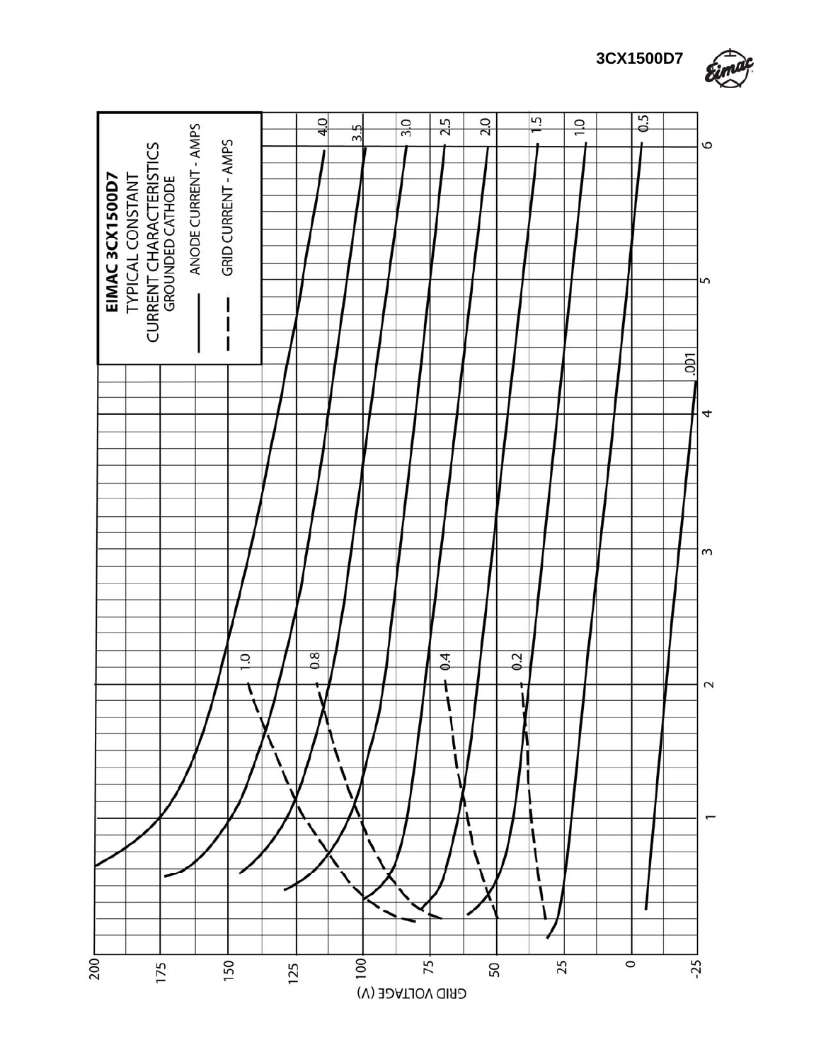## EIMAC 3CX1500D7

TYPICAL CONSTANT CURRENT CHARACTERISTICS

GROUNDED CATHODE

——— ANODE CURRENT - AMPS

– – – GRID CURRENT - AMPS

Anode current curves: 4.0, 3.5, 3.0, 2.5, 2.0, 1.5, 1.0, 0.5, .001

Grid current curves: 1.0, 0.8, 0.4, 0.2

GRID VOLTAGE (V): 200, 175, 150, 125, 100, 75, 50, 25, 0, -25

Anode voltage axis: 1, 2, 3, 4, 5, 6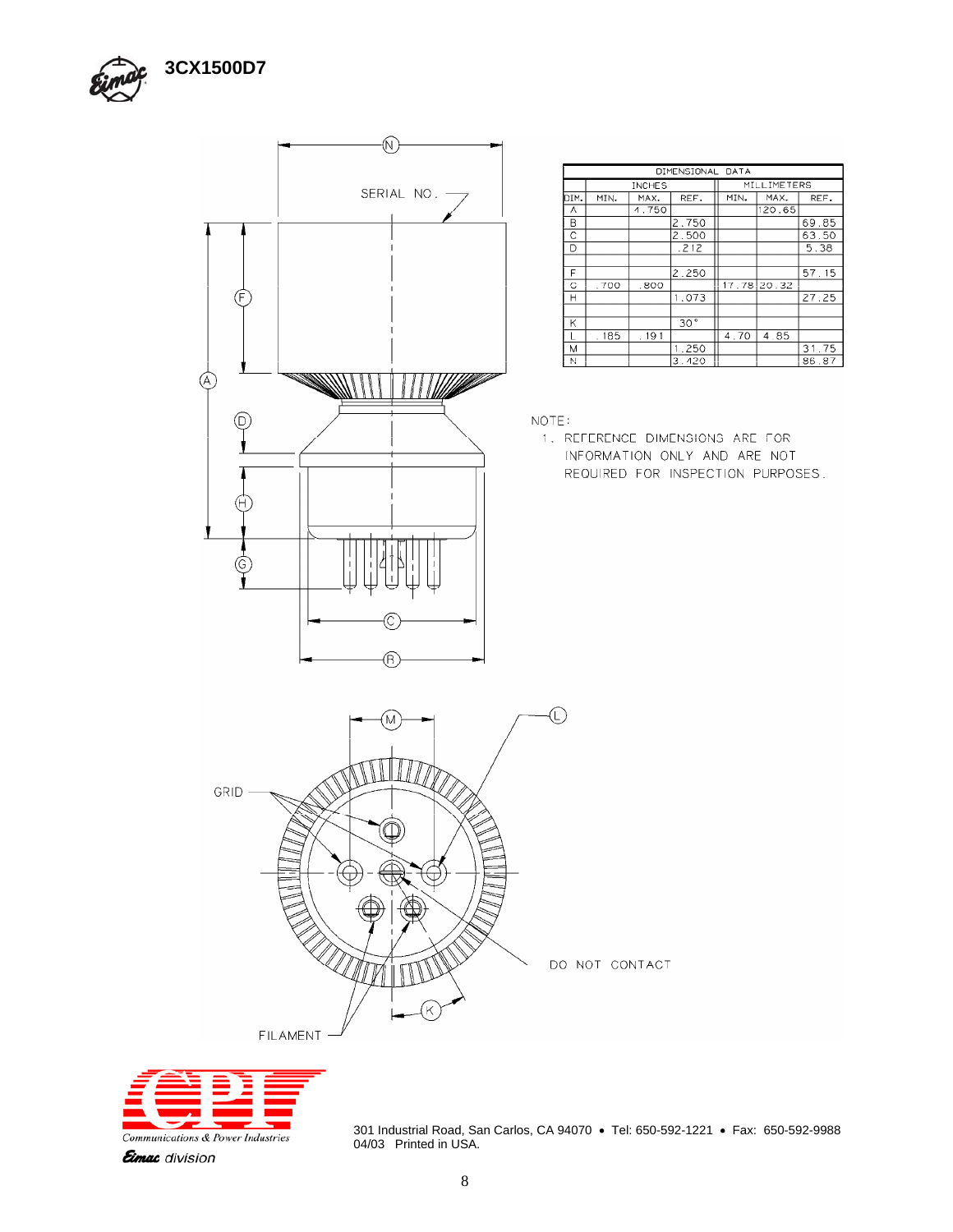# 3CX1500D7

SERIAL NO.

| DIMENSIONAL DATA | | | | | | |
|---|---|---|---|---|---|---|
| | INCHES | | | MILLIMETERS | | |
| DIM. | MIN. | MAX. | REF. | MIN. | MAX. | REF. |
| A | | 4.750 | | | 120.65 | |
| B | | | 2.750 | | | 69.85 |
| C | | | 2.500 | | | 63.50 |
| D | | | .212 | | | 5.38 |
| | | | | | | |
| F | | | 2.250 | | | 57.15 |
| G | .700 | .800 | | 17.78 | 20.32 | |
| H | | | 1.073 | | | 27.25 |
| | | | | | | |
| K | | | 30° | | | |
| L | .185 | .191 | | 4.70 | 4.85 | |
| M | | | 1.250 | | | 31.75 |
| N | | | 3.420 | | | 86.87 |

NOTE:

1. REFERENCE DIMENSIONS ARE FOR INFORMATION ONLY AND ARE NOT REQUIRED FOR INSPECTION PURPOSES.

GRID

DO NOT CONTACT

FILAMENT

Communications & Power Industries

Eimac division

301 Industrial Road, San Carlos, CA 94070 • Tel: 650-592-1221 • Fax: 650-592-9988
04/03 Printed in USA.